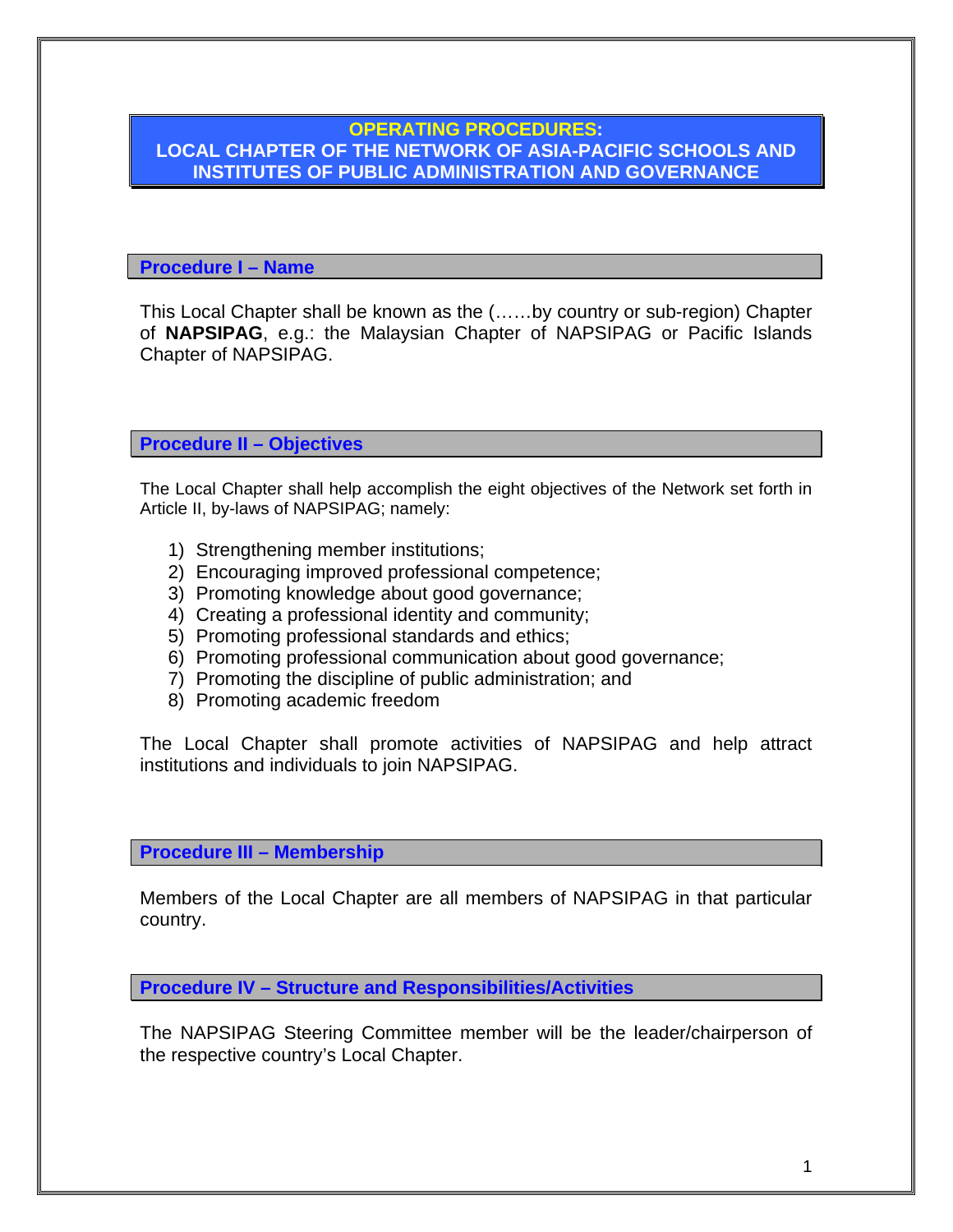# OPERATING PROCEDURES: LOCAL CHAPTER OF THE NETWORK OF ASIA-PACIFIC SCHOOLS AND INSTITUTES OF PUBLIC ADMINISTRATION AND GOVERNANCE

## Procedure I – Name

This Local Chapter shall be known as the (……by country or sub-region) Chapter of **NAPSIPAG**, e.g.: the Malaysian Chapter of NAPSIPAG or Pacific Islands Chapter of NAPSIPAG.

## Procedure II – Objectives

The Local Chapter shall help accomplish the eight objectives of the Network set forth in Article II, by-laws of NAPSIPAG; namely:

1) Strengthening member institutions;
2) Encouraging improved professional competence;
3) Promoting knowledge about good governance;
4) Creating a professional identity and community;
5) Promoting professional standards and ethics;
6) Promoting professional communication about good governance;
7) Promoting the discipline of public administration; and
8) Promoting academic freedom

The Local Chapter shall promote activities of NAPSIPAG and help attract institutions and individuals to join NAPSIPAG.

## Procedure III – Membership

Members of the Local Chapter are all members of NAPSIPAG in that particular country.

## Procedure IV – Structure and Responsibilities/Activities

The NAPSIPAG Steering Committee member will be the leader/chairperson of the respective country's Local Chapter.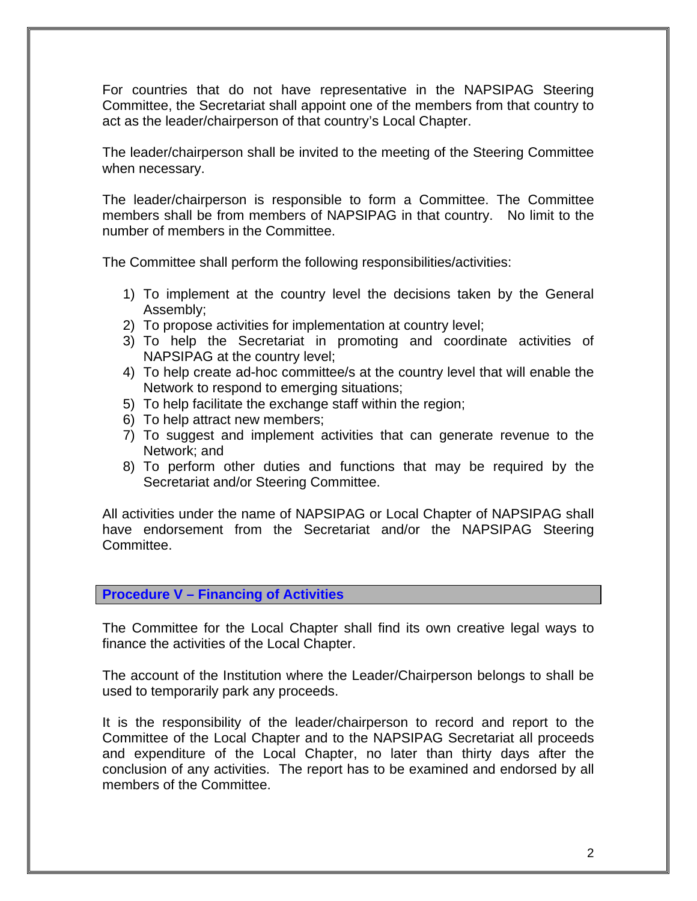For countries that do not have representative in the NAPSIPAG Steering Committee, the Secretariat shall appoint one of the members from that country to act as the leader/chairperson of that country's Local Chapter.

The leader/chairperson shall be invited to the meeting of the Steering Committee when necessary.

The leader/chairperson is responsible to form a Committee. The Committee members shall be from members of NAPSIPAG in that country. No limit to the number of members in the Committee.

The Committee shall perform the following responsibilities/activities:

1) To implement at the country level the decisions taken by the General Assembly;
2) To propose activities for implementation at country level;
3) To help the Secretariat in promoting and coordinate activities of NAPSIPAG at the country level;
4) To help create ad-hoc committee/s at the country level that will enable the Network to respond to emerging situations;
5) To help facilitate the exchange staff within the region;
6) To help attract new members;
7) To suggest and implement activities that can generate revenue to the Network; and
8) To perform other duties and functions that may be required by the Secretariat and/or Steering Committee.

All activities under the name of NAPSIPAG or Local Chapter of NAPSIPAG shall have endorsement from the Secretariat and/or the NAPSIPAG Steering Committee.

## Procedure V – Financing of Activities

The Committee for the Local Chapter shall find its own creative legal ways to finance the activities of the Local Chapter.

The account of the Institution where the Leader/Chairperson belongs to shall be used to temporarily park any proceeds.

It is the responsibility of the leader/chairperson to record and report to the Committee of the Local Chapter and to the NAPSIPAG Secretariat all proceeds and expenditure of the Local Chapter, no later than thirty days after the conclusion of any activities. The report has to be examined and endorsed by all members of the Committee.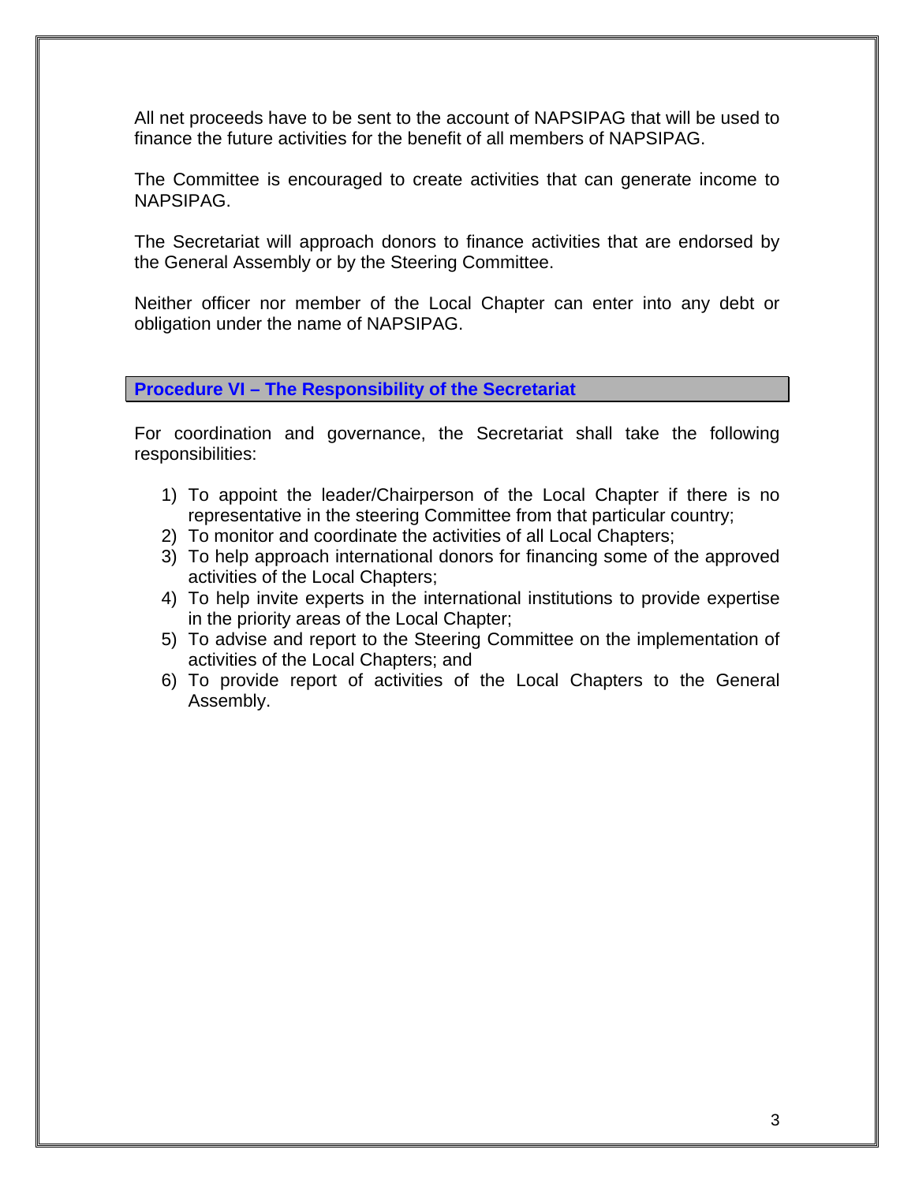All net proceeds have to be sent to the account of NAPSIPAG that will be used to finance the future activities for the benefit of all members of NAPSIPAG.

The Committee is encouraged to create activities that can generate income to NAPSIPAG.

The Secretariat will approach donors to finance activities that are endorsed by the General Assembly or by the Steering Committee.

Neither officer nor member of the Local Chapter can enter into any debt or obligation under the name of NAPSIPAG.

## Procedure VI – The Responsibility of the Secretariat

For coordination and governance, the Secretariat shall take the following responsibilities:

1) To appoint the leader/Chairperson of the Local Chapter if there is no representative in the steering Committee from that particular country;
2) To monitor and coordinate the activities of all Local Chapters;
3) To help approach international donors for financing some of the approved activities of the Local Chapters;
4) To help invite experts in the international institutions to provide expertise in the priority areas of the Local Chapter;
5) To advise and report to the Steering Committee on the implementation of activities of the Local Chapters; and
6) To provide report of activities of the Local Chapters to the General Assembly.